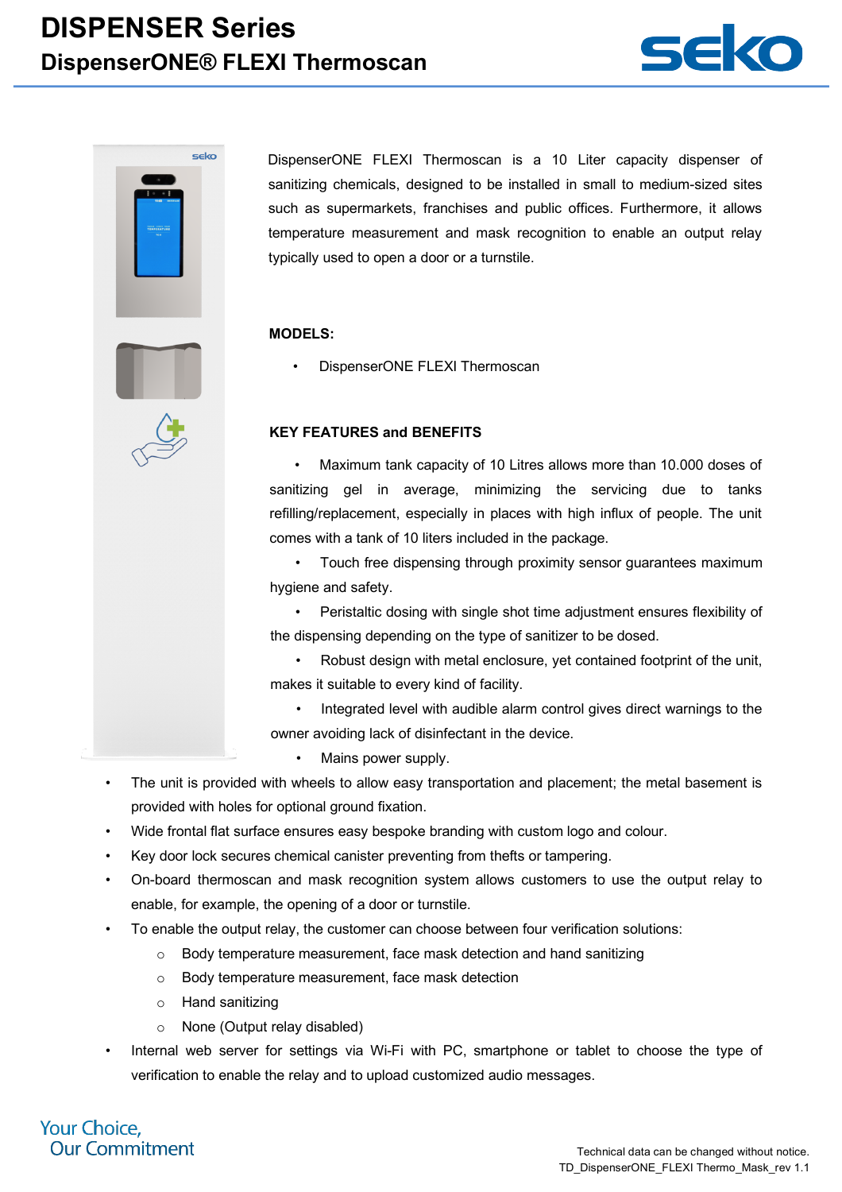# DISPENSER Series

## DispenserONE® FLEXI Thermoscan

DispenserONE FLEXI Thermoscan is a 10 Liter capacity dispenser of sanitizing chemicals, designed to be installed in small to medium-sized sites such as supermarkets, franchises and public offices. Furthermore, it allows temperature measurement and mask recognition to enable an output relay typically used to open a door or a turnstile.

**MODELS:**

- DispenserONE FLEXI Thermoscan

**KEY FEATURES and BENEFITS**

- Maximum tank capacity of 10 Litres allows more than 10.000 doses of sanitizing gel in average, minimizing the servicing due to tanks refilling/replacement, especially in places with high influx of people. The unit comes with a tank of 10 liters included in the package.
- Touch free dispensing through proximity sensor guarantees maximum hygiene and safety.
- Peristaltic dosing with single shot time adjustment ensures flexibility of the dispensing depending on the type of sanitizer to be dosed.
- Robust design with metal enclosure, yet contained footprint of the unit, makes it suitable to every kind of facility.
- Integrated level with audible alarm control gives direct warnings to the owner avoiding lack of disinfectant in the device.
- Mains power supply.
- The unit is provided with wheels to allow easy transportation and placement; the metal basement is provided with holes for optional ground fixation.
- Wide frontal flat surface ensures easy bespoke branding with custom logo and colour.
- Key door lock secures chemical canister preventing from thefts or tampering.
- On-board thermoscan and mask recognition system allows customers to use the output relay to enable, for example, the opening of a door or turnstile.
- To enable the output relay, the customer can choose between four verification solutions:
    - Body temperature measurement, face mask detection and hand sanitizing
    - Body temperature measurement, face mask detection
    - Hand sanitizing
    - None (Output relay disabled)
- Internal web server for settings via Wi-Fi with PC, smartphone or tablet to choose the type of verification to enable the relay and to upload customized audio messages.

Your Choice, Our Commitment

Technical data can be changed without notice.
TD_DispenserONE_FLEXI Thermo_Mask_rev 1.1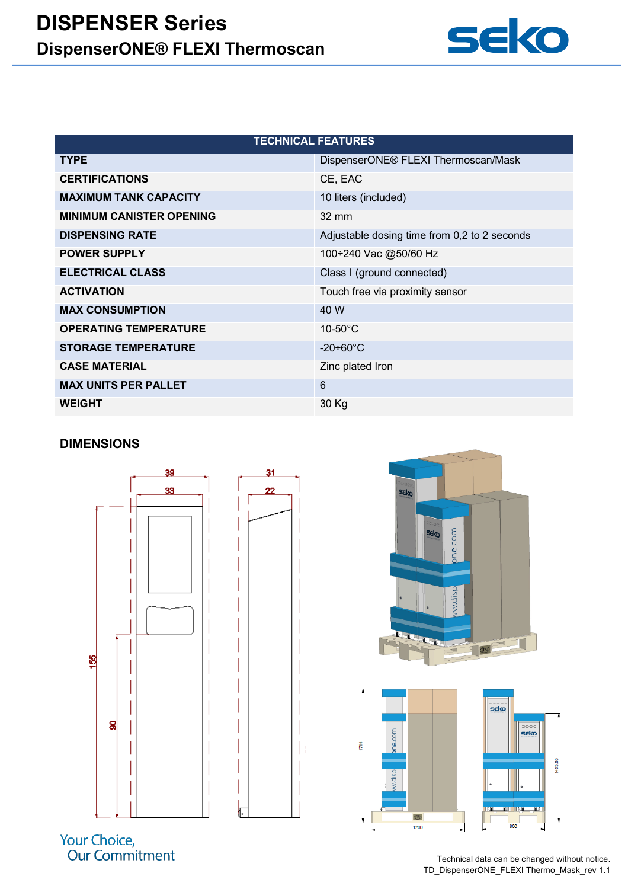# DISPENSER Series

## DispenserONE® FLEXI Thermoscan

| TECHNICAL FEATURES | |
|---|---|
| **TYPE** | DispenserONE® FLEXI Thermoscan/Mask |
| **CERTIFICATIONS** | CE, EAC |
| **MAXIMUM TANK CAPACITY** | 10 liters (included) |
| **MINIMUM CANISTER OPENING** | 32 mm |
| **DISPENSING RATE** | Adjustable dosing time from 0,2 to 2 seconds |
| **POWER SUPPLY** | 100÷240 Vac @50/60 Hz |
| **ELECTRICAL CLASS** | Class I (ground connected) |
| **ACTIVATION** | Touch free via proximity sensor |
| **MAX CONSUMPTION** | 40 W |
| **OPERATING TEMPERATURE** | 10-50°C |
| **STORAGE TEMPERATURE** | -20÷60°C |
| **CASE MATERIAL** | Zinc plated Iron |
| **MAX UNITS PER PALLET** | 6 |
| **WEIGHT** | 30 Kg |

## DIMENSIONS

39
33
155
90
31
22

1714
1200
1403,60
800

Your Choice,
Our Commitment

Technical data can be changed without notice.
TD_DispenserONE_FLEXI Thermo_Mask_rev 1.1